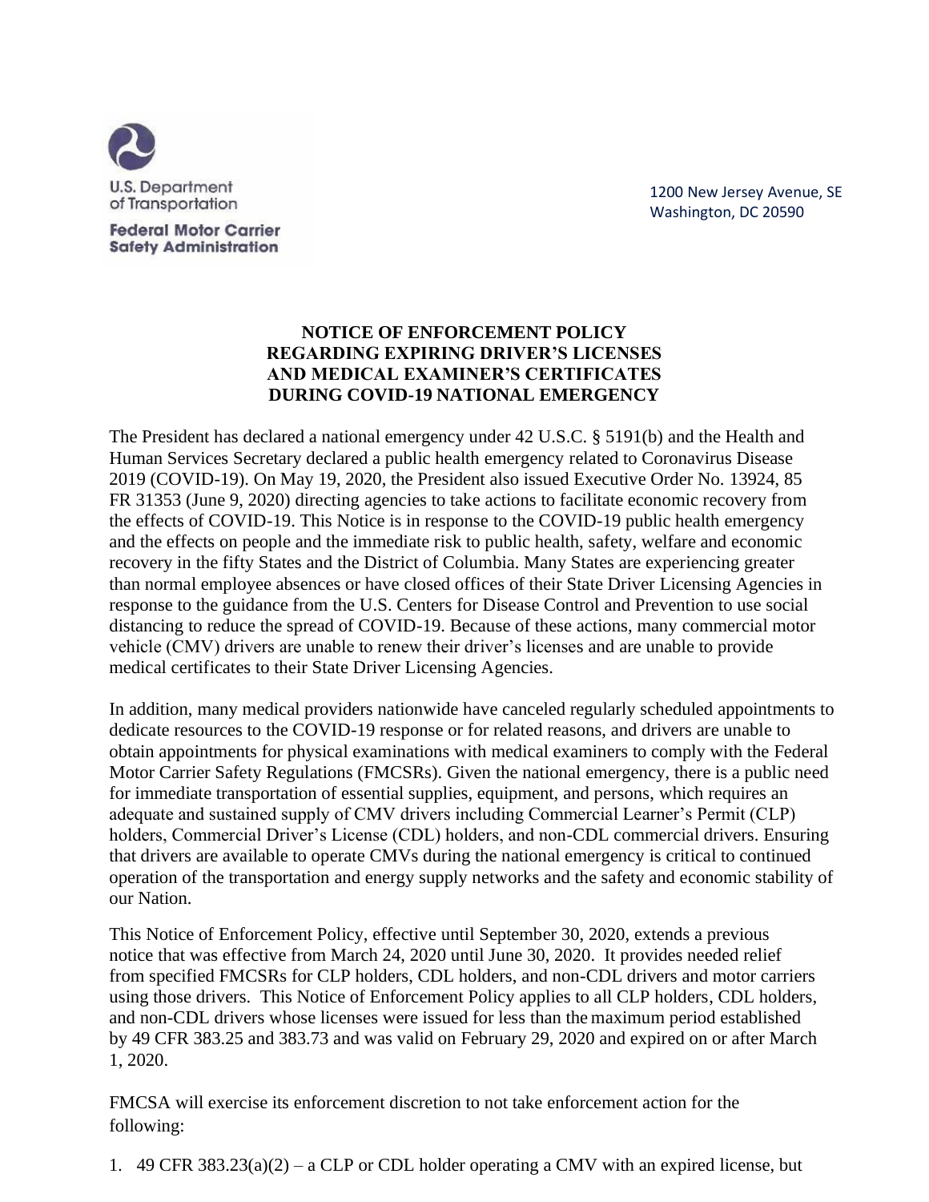U.S. Department of Transportation

**Federal Motor Carrier Safety Administration**

1200 New Jersey Avenue, SE
Washington, DC 20590

# NOTICE OF ENFORCEMENT POLICY REGARDING EXPIRING DRIVER'S LICENSES AND MEDICAL EXAMINER'S CERTIFICATES DURING COVID-19 NATIONAL EMERGENCY

The President has declared a national emergency under 42 U.S.C. § 5191(b) and the Health and Human Services Secretary declared a public health emergency related to Coronavirus Disease 2019 (COVID-19). On May 19, 2020, the President also issued Executive Order No. 13924, 85 FR 31353 (June 9, 2020) directing agencies to take actions to facilitate economic recovery from the effects of COVID-19. This Notice is in response to the COVID-19 public health emergency and the effects on people and the immediate risk to public health, safety, welfare and economic recovery in the fifty States and the District of Columbia. Many States are experiencing greater than normal employee absences or have closed offices of their State Driver Licensing Agencies in response to the guidance from the U.S. Centers for Disease Control and Prevention to use social distancing to reduce the spread of COVID-19. Because of these actions, many commercial motor vehicle (CMV) drivers are unable to renew their driver's licenses and are unable to provide medical certificates to their State Driver Licensing Agencies.

In addition, many medical providers nationwide have canceled regularly scheduled appointments to dedicate resources to the COVID-19 response or for related reasons, and drivers are unable to obtain appointments for physical examinations with medical examiners to comply with the Federal Motor Carrier Safety Regulations (FMCSRs). Given the national emergency, there is a public need for immediate transportation of essential supplies, equipment, and persons, which requires an adequate and sustained supply of CMV drivers including Commercial Learner's Permit (CLP) holders, Commercial Driver's License (CDL) holders, and non-CDL commercial drivers. Ensuring that drivers are available to operate CMVs during the national emergency is critical to continued operation of the transportation and energy supply networks and the safety and economic stability of our Nation.

This Notice of Enforcement Policy, effective until September 30, 2020, extends a previous notice that was effective from March 24, 2020 until June 30, 2020. It provides needed relief from specified FMCSRs for CLP holders, CDL holders, and non-CDL drivers and motor carriers using those drivers. This Notice of Enforcement Policy applies to all CLP holders, CDL holders, and non-CDL drivers whose licenses were issued for less than the maximum period established by 49 CFR 383.25 and 383.73 and was valid on February 29, 2020 and expired on or after March 1, 2020.

FMCSA will exercise its enforcement discretion to not take enforcement action for the following:

1. 49 CFR 383.23(a)(2) – a CLP or CDL holder operating a CMV with an expired license, but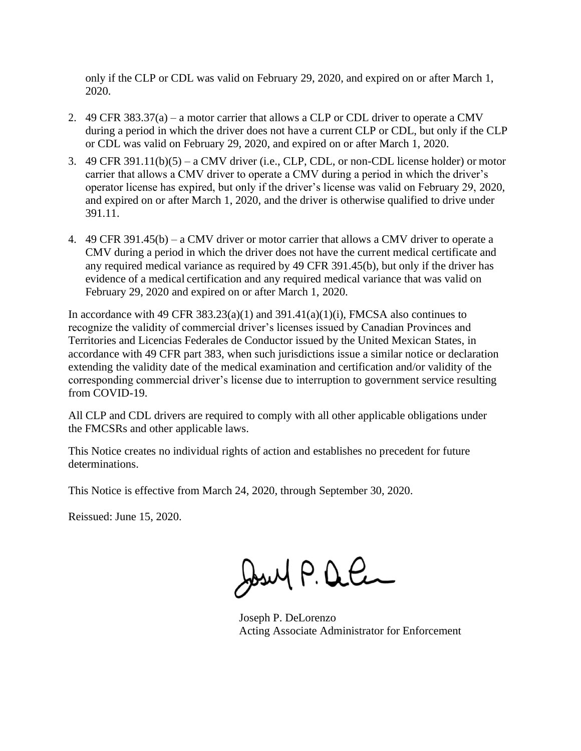only if the CLP or CDL was valid on February 29, 2020, and expired on or after March 1, 2020.

2. 49 CFR 383.37(a) – a motor carrier that allows a CLP or CDL driver to operate a CMV during a period in which the driver does not have a current CLP or CDL, but only if the CLP or CDL was valid on February 29, 2020, and expired on or after March 1, 2020.
3. 49 CFR 391.11(b)(5) – a CMV driver (i.e., CLP, CDL, or non-CDL license holder) or motor carrier that allows a CMV driver to operate a CMV during a period in which the driver's operator license has expired, but only if the driver's license was valid on February 29, 2020, and expired on or after March 1, 2020, and the driver is otherwise qualified to drive under 391.11.
4. 49 CFR 391.45(b) – a CMV driver or motor carrier that allows a CMV driver to operate a CMV during a period in which the driver does not have the current medical certificate and any required medical variance as required by 49 CFR 391.45(b), but only if the driver has evidence of a medical certification and any required medical variance that was valid on February 29, 2020 and expired on or after March 1, 2020.

In accordance with 49 CFR 383.23(a)(1) and 391.41(a)(1)(i), FMCSA also continues to recognize the validity of commercial driver's licenses issued by Canadian Provinces and Territories and Licencias Federales de Conductor issued by the United Mexican States, in accordance with 49 CFR part 383, when such jurisdictions issue a similar notice or declaration extending the validity date of the medical examination and certification and/or validity of the corresponding commercial driver's license due to interruption to government service resulting from COVID-19.

All CLP and CDL drivers are required to comply with all other applicable obligations under the FMCSRs and other applicable laws.

This Notice creates no individual rights of action and establishes no precedent for future determinations.

This Notice is effective from March 24, 2020, through September 30, 2020.

Reissued: June 15, 2020.

Joseph P. DeLorenzo
Acting Associate Administrator for Enforcement